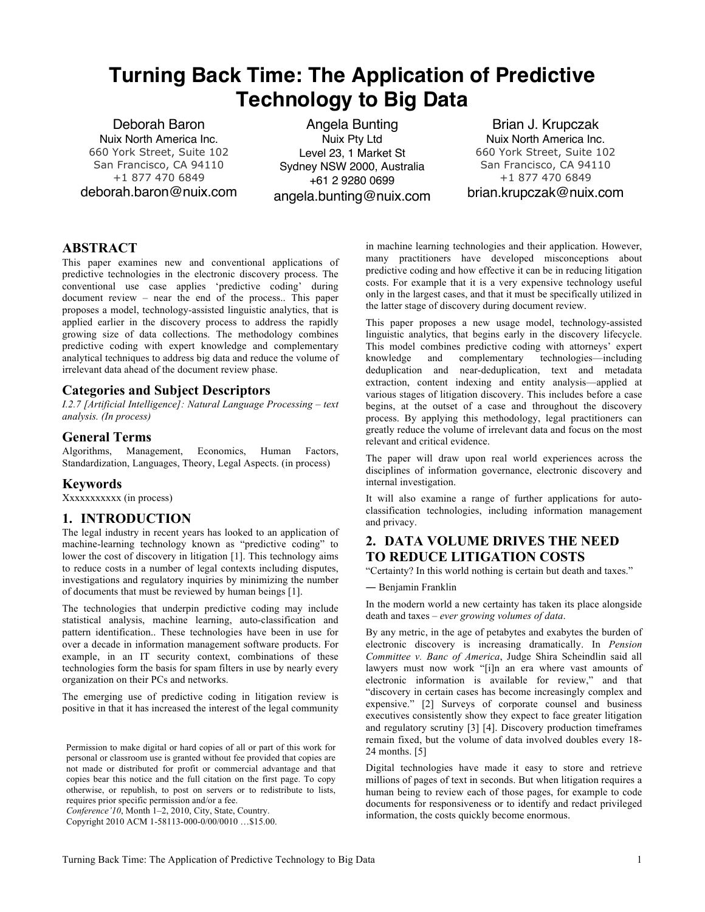# Turning Back Time: The Application of Predictive Technology to Big Data

Deborah Baron
Nuix North America Inc.
660 York Street, Suite 102
San Francisco, CA 94110
+1 877 470 6849
deborah.baron@nuix.com

Angela Bunting
Nuix Pty Ltd
Level 23, 1 Market St
Sydney NSW 2000, Australia
+61 2 9280 0699
angela.bunting@nuix.com

Brian J. Krupczak
Nuix North America Inc.
660 York Street, Suite 102
San Francisco, CA 94110
+1 877 470 6849
brian.krupczak@nuix.com

## ABSTRACT

This paper examines new and conventional applications of predictive technologies in the electronic discovery process. The conventional use case applies 'predictive coding' during document review – near the end of the process.. This paper proposes a model, technology-assisted linguistic analytics, that is applied earlier in the discovery process to address the rapidly growing size of data collections. The methodology combines predictive coding with expert knowledge and complementary analytical techniques to address big data and reduce the volume of irrelevant data ahead of the document review phase.

### Categories and Subject Descriptors

*I.2.7 [Artificial Intelligence]: Natural Language Processing – text analysis. (In process)*

### General Terms

Algorithms, Management, Economics, Human Factors, Standardization, Languages, Theory, Legal Aspects. (in process)

### Keywords

Xxxxxxxxxxx (in process)

## 1. INTRODUCTION

The legal industry in recent years has looked to an application of machine-learning technology known as "predictive coding" to lower the cost of discovery in litigation [1]. This technology aims to reduce costs in a number of legal contexts including disputes, investigations and regulatory inquiries by minimizing the number of documents that must be reviewed by human beings [1].

The technologies that underpin predictive coding may include statistical analysis, machine learning, auto-classification and pattern identification.. These technologies have been in use for over a decade in information management software products. For example, in an IT security context, combinations of these technologies form the basis for spam filters in use by nearly every organization on their PCs and networks.

The emerging use of predictive coding in litigation review is positive in that it has increased the interest of the legal community in machine learning technologies and their application. However, many practitioners have developed misconceptions about predictive coding and how effective it can be in reducing litigation costs. For example that it is a very expensive technology useful only in the largest cases, and that it must be specifically utilized in the latter stage of discovery during document review.

This paper proposes a new usage model, technology-assisted linguistic analytics, that begins early in the discovery lifecycle. This model combines predictive coding with attorneys' expert knowledge and complementary technologies—including deduplication and near-deduplication, text and metadata extraction, content indexing and entity analysis—applied at various stages of litigation discovery. This includes before a case begins, at the outset of a case and throughout the discovery process. By applying this methodology, legal practitioners can greatly reduce the volume of irrelevant data and focus on the most relevant and critical evidence.

The paper will draw upon real world experiences across the disciplines of information governance, electronic discovery and internal investigation.

It will also examine a range of further applications for auto-classification technologies, including information management and privacy.

## 2. DATA VOLUME DRIVES THE NEED TO REDUCE LITIGATION COSTS

"Certainty? In this world nothing is certain but death and taxes."

― Benjamin Franklin

In the modern world a new certainty has taken its place alongside death and taxes – *ever growing volumes of data*.

By any metric, in the age of petabytes and exabytes the burden of electronic discovery is increasing dramatically. In *Pension Committee v. Banc of America*, Judge Shira Scheindlin said all lawyers must now work "[i]n an era where vast amounts of electronic information is available for review," and that "discovery in certain cases has become increasingly complex and expensive." [2] Surveys of corporate counsel and business executives consistently show they expect to face greater litigation and regulatory scrutiny [3] [4]. Discovery production timeframes remain fixed, but the volume of data involved doubles every 18-24 months. [5]

Digital technologies have made it easy to store and retrieve millions of pages of text in seconds. But when litigation requires a human being to review each of those pages, for example to code documents for responsiveness or to identify and redact privileged information, the costs quickly become enormous.

Permission to make digital or hard copies of all or part of this work for personal or classroom use is granted without fee provided that copies are not made or distributed for profit or commercial advantage and that copies bear this notice and the full citation on the first page. To copy otherwise, or republish, to post on servers or to redistribute to lists, requires prior specific permission and/or a fee.
*Conference'10*, Month 1–2, 2010, City, State, Country.
Copyright 2010 ACM 1-58113-000-0/00/0010 …$15.00.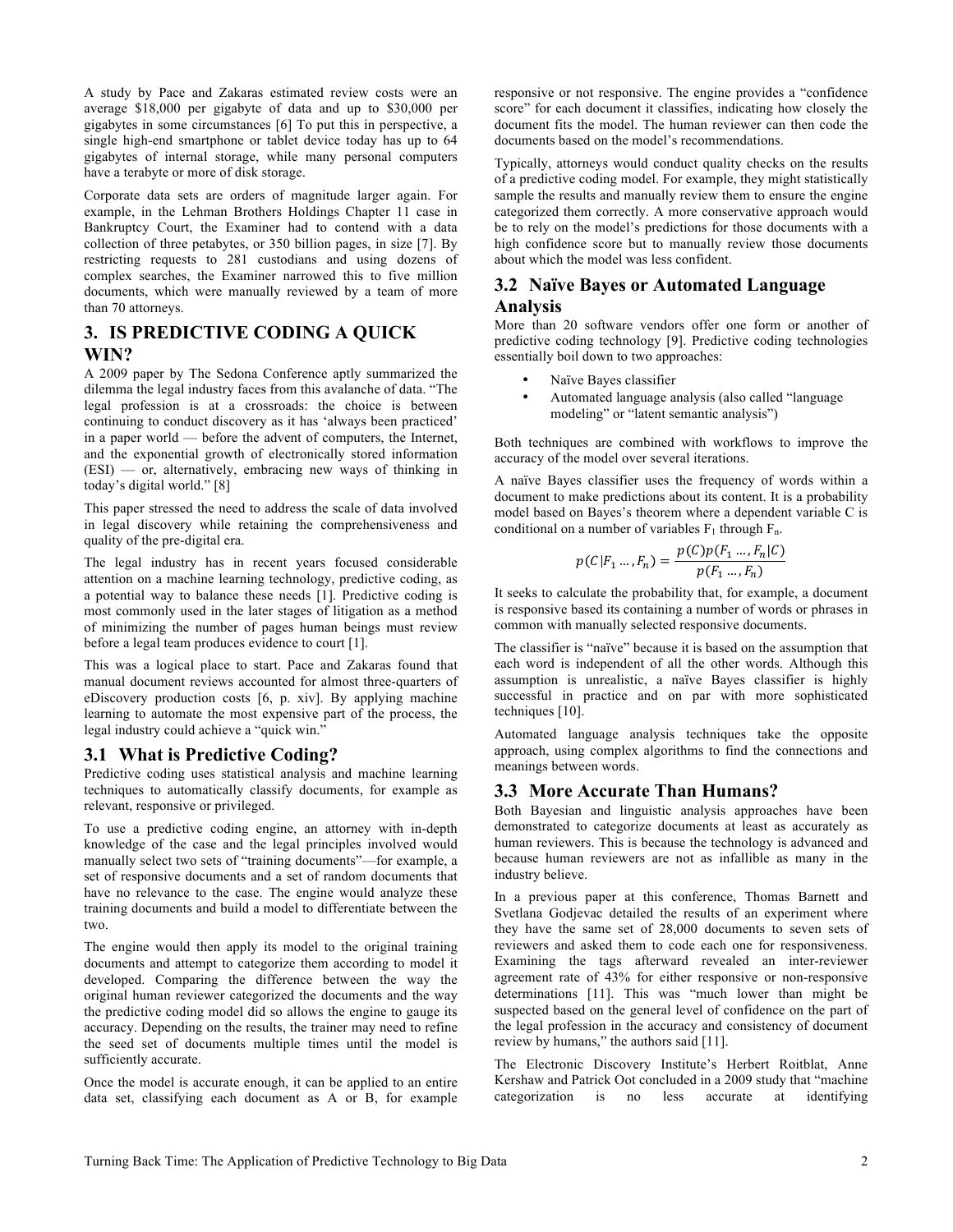A study by Pace and Zakaras estimated review costs were an average $18,000 per gigabyte of data and up to $30,000 per gigabytes in some circumstances [6] To put this in perspective, a single high-end smartphone or tablet device today has up to 64 gigabytes of internal storage, while many personal computers have a terabyte or more of disk storage.

Corporate data sets are orders of magnitude larger again. For example, in the Lehman Brothers Holdings Chapter 11 case in Bankruptcy Court, the Examiner had to contend with a data collection of three petabytes, or 350 billion pages, in size [7]. By restricting requests to 281 custodians and using dozens of complex searches, the Examiner narrowed this to five million documents, which were manually reviewed by a team of more than 70 attorneys.

## 3. IS PREDICTIVE CODING A QUICK WIN?

A 2009 paper by The Sedona Conference aptly summarized the dilemma the legal industry faces from this avalanche of data. "The legal profession is at a crossroads: the choice is between continuing to conduct discovery as it has 'always been practiced' in a paper world — before the advent of computers, the Internet, and the exponential growth of electronically stored information (ESI) — or, alternatively, embracing new ways of thinking in today's digital world." [8]

This paper stressed the need to address the scale of data involved in legal discovery while retaining the comprehensiveness and quality of the pre-digital era.

The legal industry has in recent years focused considerable attention on a machine learning technology, predictive coding, as a potential way to balance these needs [1]. Predictive coding is most commonly used in the later stages of litigation as a method of minimizing the number of pages human beings must review before a legal team produces evidence to court [1].

This was a logical place to start. Pace and Zakaras found that manual document reviews accounted for almost three-quarters of eDiscovery production costs [6, p. xiv]. By applying machine learning to automate the most expensive part of the process, the legal industry could achieve a "quick win."

### 3.1 What is Predictive Coding?

Predictive coding uses statistical analysis and machine learning techniques to automatically classify documents, for example as relevant, responsive or privileged.

To use a predictive coding engine, an attorney with in-depth knowledge of the case and the legal principles involved would manually select two sets of "training documents"—for example, a set of responsive documents and a set of random documents that have no relevance to the case. The engine would analyze these training documents and build a model to differentiate between the two.

The engine would then apply its model to the original training documents and attempt to categorize them according to model it developed. Comparing the difference between the way the original human reviewer categorized the documents and the way the predictive coding model did so allows the engine to gauge its accuracy. Depending on the results, the trainer may need to refine the seed set of documents multiple times until the model is sufficiently accurate.

Once the model is accurate enough, it can be applied to an entire data set, classifying each document as A or B, for example responsive or not responsive. The engine provides a "confidence score" for each document it classifies, indicating how closely the document fits the model. The human reviewer can then code the documents based on the model's recommendations.

Typically, attorneys would conduct quality checks on the results of a predictive coding model. For example, they might statistically sample the results and manually review them to ensure the engine categorized them correctly. A more conservative approach would be to rely on the model's predictions for those documents with a high confidence score but to manually review those documents about which the model was less confident.

### 3.2 Naïve Bayes or Automated Language Analysis

More than 20 software vendors offer one form or another of predictive coding technology [9]. Predictive coding technologies essentially boil down to two approaches:

- Naïve Bayes classifier
- Automated language analysis (also called "language modeling" or "latent semantic analysis")

Both techniques are combined with workflows to improve the accuracy of the model over several iterations.

A naïve Bayes classifier uses the frequency of words within a document to make predictions about its content. It is a probability model based on Bayes's theorem where a dependent variable C is conditional on a number of variables $F_1$ through $F_n$.

$$p(C|F_1 \ldots, F_n) = \frac{p(C)p(F_1 \ldots, F_n|C)}{p(F_1 \ldots, F_n)}$$

It seeks to calculate the probability that, for example, a document is responsive based its containing a number of words or phrases in common with manually selected responsive documents.

The classifier is "naïve" because it is based on the assumption that each word is independent of all the other words. Although this assumption is unrealistic, a naïve Bayes classifier is highly successful in practice and on par with more sophisticated techniques [10].

Automated language analysis techniques take the opposite approach, using complex algorithms to find the connections and meanings between words.

### 3.3 More Accurate Than Humans?

Both Bayesian and linguistic analysis approaches have been demonstrated to categorize documents at least as accurately as human reviewers. This is because the technology is advanced and because human reviewers are not as infallible as many in the industry believe.

In a previous paper at this conference, Thomas Barnett and Svetlana Godjevac detailed the results of an experiment where they have the same set of 28,000 documents to seven sets of reviewers and asked them to code each one for responsiveness. Examining the tags afterward revealed an inter-reviewer agreement rate of 43% for either responsive or non-responsive determinations [11]. This was "much lower than might be suspected based on the general level of confidence on the part of the legal profession in the accuracy and consistency of document review by humans," the authors said [11].

The Electronic Discovery Institute's Herbert Roitblat, Anne Kershaw and Patrick Oot concluded in a 2009 study that "machine categorization is no less accurate at identifying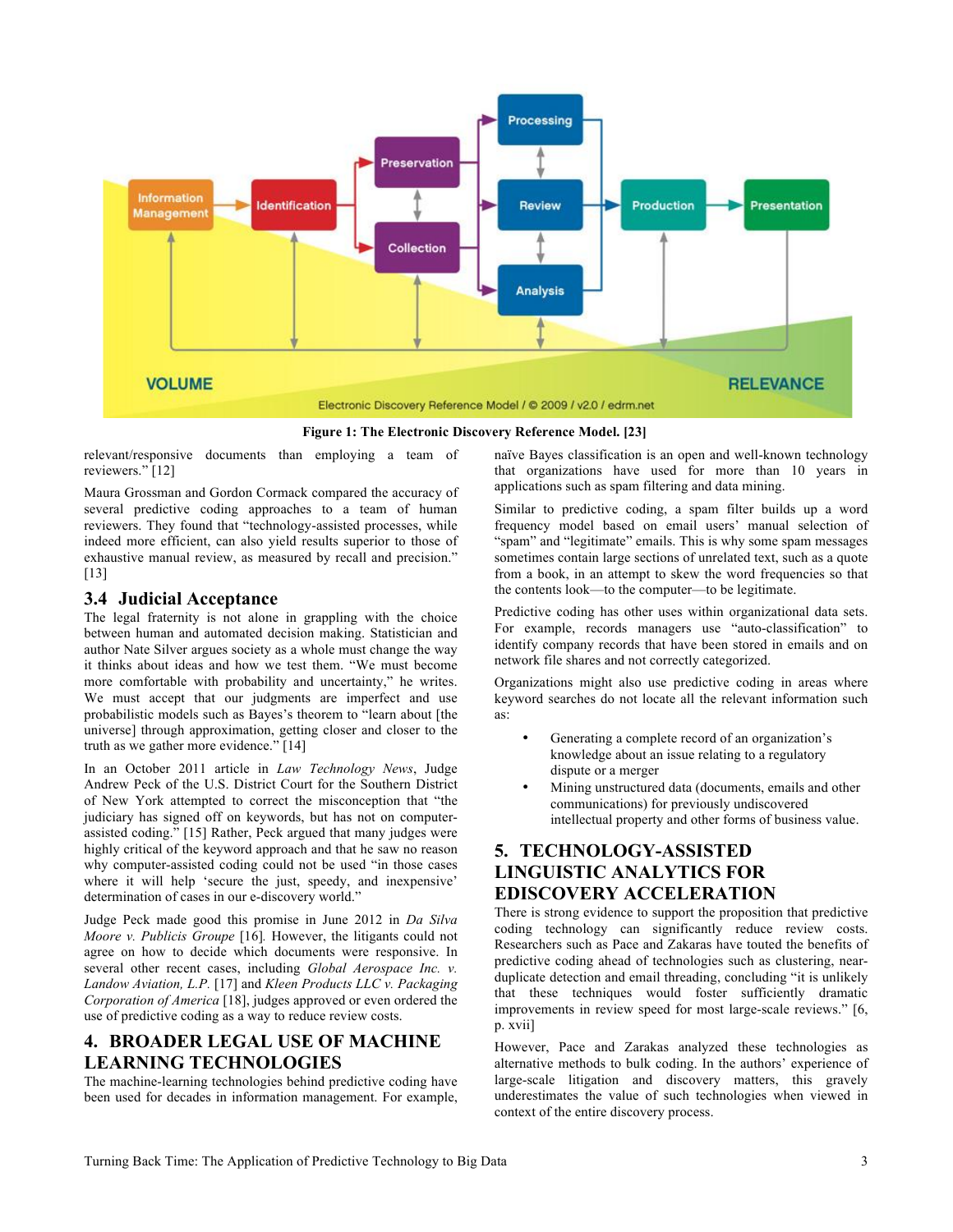Figure 1: The Electronic Discovery Reference Model. [23]

relevant/responsive documents than employing a team of reviewers." [12]

Maura Grossman and Gordon Cormack compared the accuracy of several predictive coding approaches to a team of human reviewers. They found that "technology-assisted processes, while indeed more efficient, can also yield results superior to those of exhaustive manual review, as measured by recall and precision." [13]

## 3.4 Judicial Acceptance

The legal fraternity is not alone in grappling with the choice between human and automated decision making. Statistician and author Nate Silver argues society as a whole must change the way it thinks about ideas and how we test them. "We must become more comfortable with probability and uncertainty," he writes. We must accept that our judgments are imperfect and use probabilistic models such as Bayes's theorem to "learn about [the universe] through approximation, getting closer and closer to the truth as we gather more evidence." [14]

In an October 2011 article in *Law Technology News*, Judge Andrew Peck of the U.S. District Court for the Southern District of New York attempted to correct the misconception that "the judiciary has signed off on keywords, but has not on computer-assisted coding." [15] Rather, Peck argued that many judges were highly critical of the keyword approach and that he saw no reason why computer-assisted coding could not be used "in those cases where it will help 'secure the just, speedy, and inexpensive' determination of cases in our e-discovery world."

Judge Peck made good this promise in June 2012 in *Da Silva Moore v. Publicis Groupe* [16]. However, the litigants could not agree on how to decide which documents were responsive. In several other recent cases, including *Global Aerospace Inc. v. Landow Aviation, L.P.* [17] and *Kleen Products LLC v. Packaging Corporation of America* [18], judges approved or even ordered the use of predictive coding as a way to reduce review costs.

# 4. BROADER LEGAL USE OF MACHINE LEARNING TECHNOLOGIES

The machine-learning technologies behind predictive coding have been used for decades in information management. For example, naïve Bayes classification is an open and well-known technology that organizations have used for more than 10 years in applications such as spam filtering and data mining.

Similar to predictive coding, a spam filter builds up a word frequency model based on email users' manual selection of "spam" and "legitimate" emails. This is why some spam messages sometimes contain large sections of unrelated text, such as a quote from a book, in an attempt to skew the word frequencies so that the contents look—to the computer—to be legitimate.

Predictive coding has other uses within organizational data sets. For example, records managers use "auto-classification" to identify company records that have been stored in emails and on network file shares and not correctly categorized.

Organizations might also use predictive coding in areas where keyword searches do not locate all the relevant information such as:

- Generating a complete record of an organization's knowledge about an issue relating to a regulatory dispute or a merger
- Mining unstructured data (documents, emails and other communications) for previously undiscovered intellectual property and other forms of business value.

# 5. TECHNOLOGY-ASSISTED LINGUISTIC ANALYTICS FOR EDISCOVERY ACCELERATION

There is strong evidence to support the proposition that predictive coding technology can significantly reduce review costs. Researchers such as Pace and Zakaras have touted the benefits of predictive coding ahead of technologies such as clustering, near-duplicate detection and email threading, concluding "it is unlikely that these techniques would foster sufficiently dramatic improvements in review speed for most large-scale reviews." [6, p. xvii]

However, Pace and Zarakas analyzed these technologies as alternative methods to bulk coding. In the authors' experience of large-scale litigation and discovery matters, this gravely underestimates the value of such technologies when viewed in context of the entire discovery process.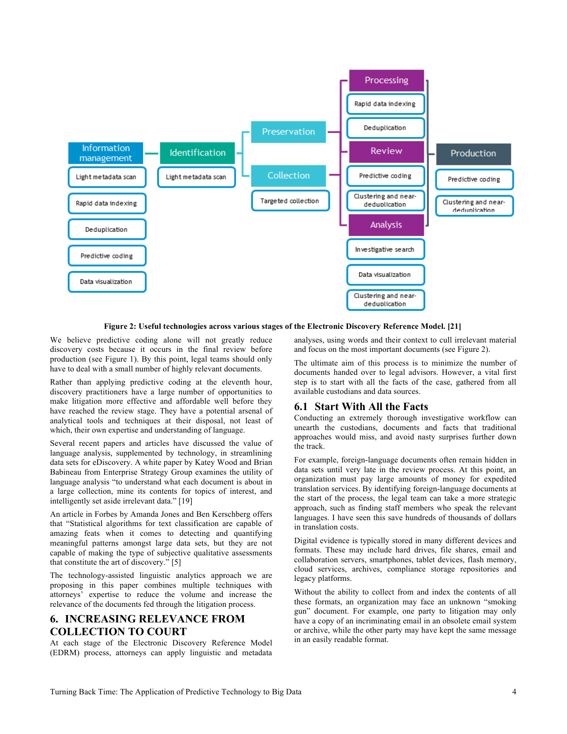Information management

Light metadata scan

Rapid data indexing

Deduplication

Predictive coding

Data visualization

Identification

Light metadata scan

Preservation

Collection

Targeted collection

Processing

Rapid data indexing

Deduplication

Review

Predictive coding

Clustering and near-deduplication

Analysis

Investigative search

Data visualization

Clustering and near-deduplication

Production

Predictive coding

Clustering and near-deduplication

**Figure 2: Useful technologies across various stages of the Electronic Discovery Reference Model. [21]**

We believe predictive coding alone will not greatly reduce discovery costs because it occurs in the final review before production (see Figure 1). By this point, legal teams should only have to deal with a small number of highly relevant documents.

Rather than applying predictive coding at the eleventh hour, discovery practitioners have a large number of opportunities to make litigation more effective and affordable well before they have reached the review stage. They have a potential arsenal of analytical tools and techniques at their disposal, not least of which, their own expertise and understanding of language.

Several recent papers and articles have discussed the value of language analysis, supplemented by technology, in streamlining data sets for eDiscovery. A white paper by Katey Wood and Brian Babineau from Enterprise Strategy Group examines the utility of language analysis "to understand what each document is about in a large collection, mine its contents for topics of interest, and intelligently set aside irrelevant data." [19]

An article in Forbes by Amanda Jones and Ben Kerschberg offers that "Statistical algorithms for text classification are capable of amazing feats when it comes to detecting and quantifying meaningful patterns amongst large data sets, but they are not capable of making the type of subjective qualitative assessments that constitute the art of discovery." [5]

The technology-assisted linguistic analytics approach we are proposing in this paper combines multiple techniques with attorneys' expertise to reduce the volume and increase the relevance of the documents fed through the litigation process.

## 6. INCREASING RELEVANCE FROM COLLECTION TO COURT

At each stage of the Electronic Discovery Reference Model (EDRM) process, attorneys can apply linguistic and metadata analyses, using words and their context to cull irrelevant material and focus on the most important documents (see Figure 2).

The ultimate aim of this process is to minimize the number of documents handed over to legal advisors. However, a vital first step is to start with all the facts of the case, gathered from all available custodians and data sources.

### 6.1 Start With All the Facts

Conducting an extremely thorough investigative workflow can unearth the custodians, documents and facts that traditional approaches would miss, and avoid nasty surprises further down the track.

For example, foreign-language documents often remain hidden in data sets until very late in the review process. At this point, an organization must pay large amounts of money for expedited translation services. By identifying foreign-language documents at the start of the process, the legal team can take a more strategic approach, such as finding staff members who speak the relevant languages. I have seen this save hundreds of thousands of dollars in translation costs.

Digital evidence is typically stored in many different devices and formats. These may include hard drives, file shares, email and collaboration servers, smartphones, tablet devices, flash memory, cloud services, archives, compliance storage repositories and legacy platforms.

Without the ability to collect from and index the contents of all these formats, an organization may face an unknown "smoking gun" document. For example, one party to litigation may only have a copy of an incriminating email in an obsolete email system or archive, while the other party may have kept the same message in an easily readable format.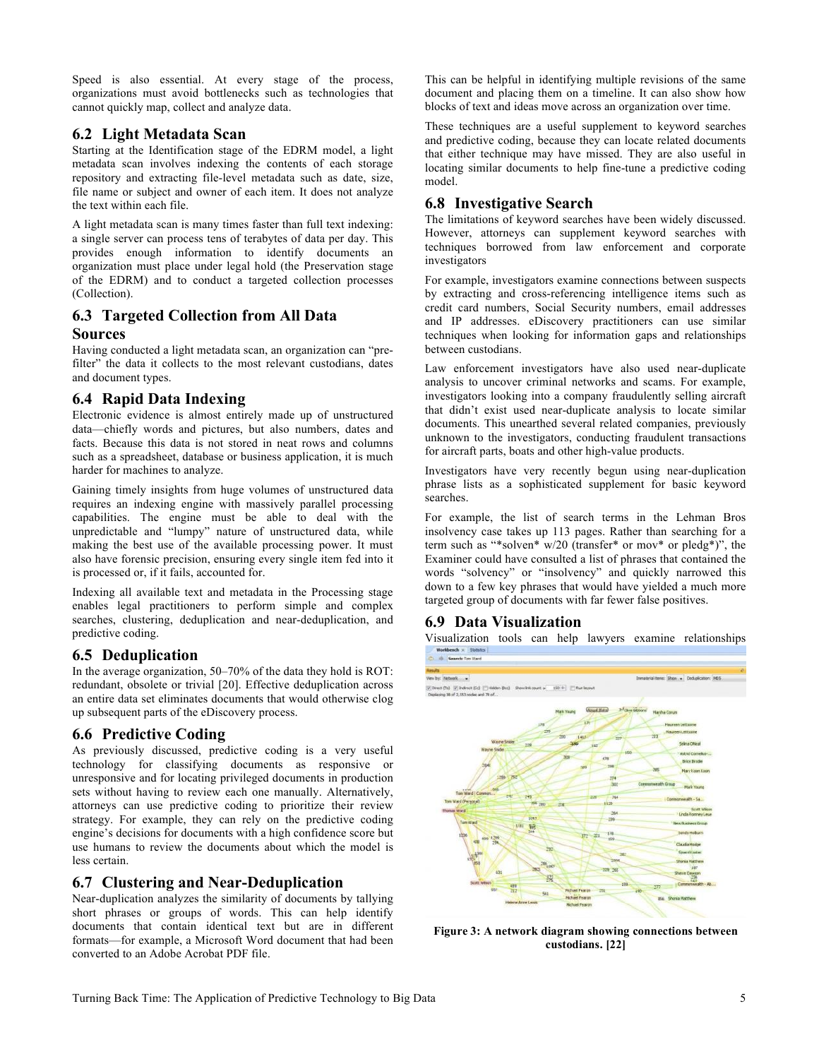Speed is also essential. At every stage of the process, organizations must avoid bottlenecks such as technologies that cannot quickly map, collect and analyze data.

## 6.2 Light Metadata Scan

Starting at the Identification stage of the EDRM model, a light metadata scan involves indexing the contents of each storage repository and extracting file-level metadata such as date, size, file name or subject and owner of each item. It does not analyze the text within each file.

A light metadata scan is many times faster than full text indexing: a single server can process tens of terabytes of data per day. This provides enough information to identify documents an organization must place under legal hold (the Preservation stage of the EDRM) and to conduct a targeted collection processes (Collection).

## 6.3 Targeted Collection from All Data Sources

Having conducted a light metadata scan, an organization can "pre-filter" the data it collects to the most relevant custodians, dates and document types.

## 6.4 Rapid Data Indexing

Electronic evidence is almost entirely made up of unstructured data—chiefly words and pictures, but also numbers, dates and facts. Because this data is not stored in neat rows and columns such as a spreadsheet, database or business application, it is much harder for machines to analyze.

Gaining timely insights from huge volumes of unstructured data requires an indexing engine with massively parallel processing capabilities. The engine must be able to deal with the unpredictable and "lumpy" nature of unstructured data, while making the best use of the available processing power. It must also have forensic precision, ensuring every single item fed into it is processed or, if it fails, accounted for.

Indexing all available text and metadata in the Processing stage enables legal practitioners to perform simple and complex searches, clustering, deduplication and near-deduplication, and predictive coding.

## 6.5 Deduplication

In the average organization, 50–70% of the data they hold is ROT: redundant, obsolete or trivial [20]. Effective deduplication across an entire data set eliminates documents that would otherwise clog up subsequent parts of the eDiscovery process.

## 6.6 Predictive Coding

As previously discussed, predictive coding is a very useful technology for classifying documents as responsive or unresponsive and for locating privileged documents in production sets without having to review each one manually. Alternatively, attorneys can use predictive coding to prioritize their review strategy. For example, they can rely on the predictive coding engine's decisions for documents with a high confidence score but use humans to review the documents about which the model is less certain.

## 6.7 Clustering and Near-Deduplication

Near-duplication analyzes the similarity of documents by tallying short phrases or groups of words. This can help identify documents that contain identical text but are in different formats—for example, a Microsoft Word document that had been converted to an Adobe Acrobat PDF file.

This can be helpful in identifying multiple revisions of the same document and placing them on a timeline. It can also show how blocks of text and ideas move across an organization over time.

These techniques are a useful supplement to keyword searches and predictive coding, because they can locate related documents that either technique may have missed. They are also useful in locating similar documents to help fine-tune a predictive coding model.

## 6.8 Investigative Search

The limitations of keyword searches have been widely discussed. However, attorneys can supplement keyword searches with techniques borrowed from law enforcement and corporate investigators

For example, investigators examine connections between suspects by extracting and cross-referencing intelligence items such as credit card numbers, Social Security numbers, email addresses and IP addresses. eDiscovery practitioners can use similar techniques when looking for information gaps and relationships between custodians.

Law enforcement investigators have also used near-duplicate analysis to uncover criminal networks and scams. For example, investigators looking into a company fraudulently selling aircraft that didn't exist used near-duplicate analysis to locate similar documents. This unearthed several related companies, previously unknown to the investigators, conducting fraudulent transactions for aircraft parts, boats and other high-value products.

Investigators have very recently begun using near-duplication phrase lists as a sophisticated supplement for basic keyword searches.

For example, the list of search terms in the Lehman Bros insolvency case takes up 113 pages. Rather than searching for a term such as "*solven* w/20 (transfer* or mov* or pledg*)", the Examiner could have consulted a list of phrases that contained the words "solvency" or "insolvency" and quickly narrowed this down to a few key phrases that would have yielded a much more targeted group of documents with far fewer false positives.

## 6.9 Data Visualization

Visualization tools can help lawyers examine relationships

**Figure 3: A network diagram showing connections between custodians. [22]**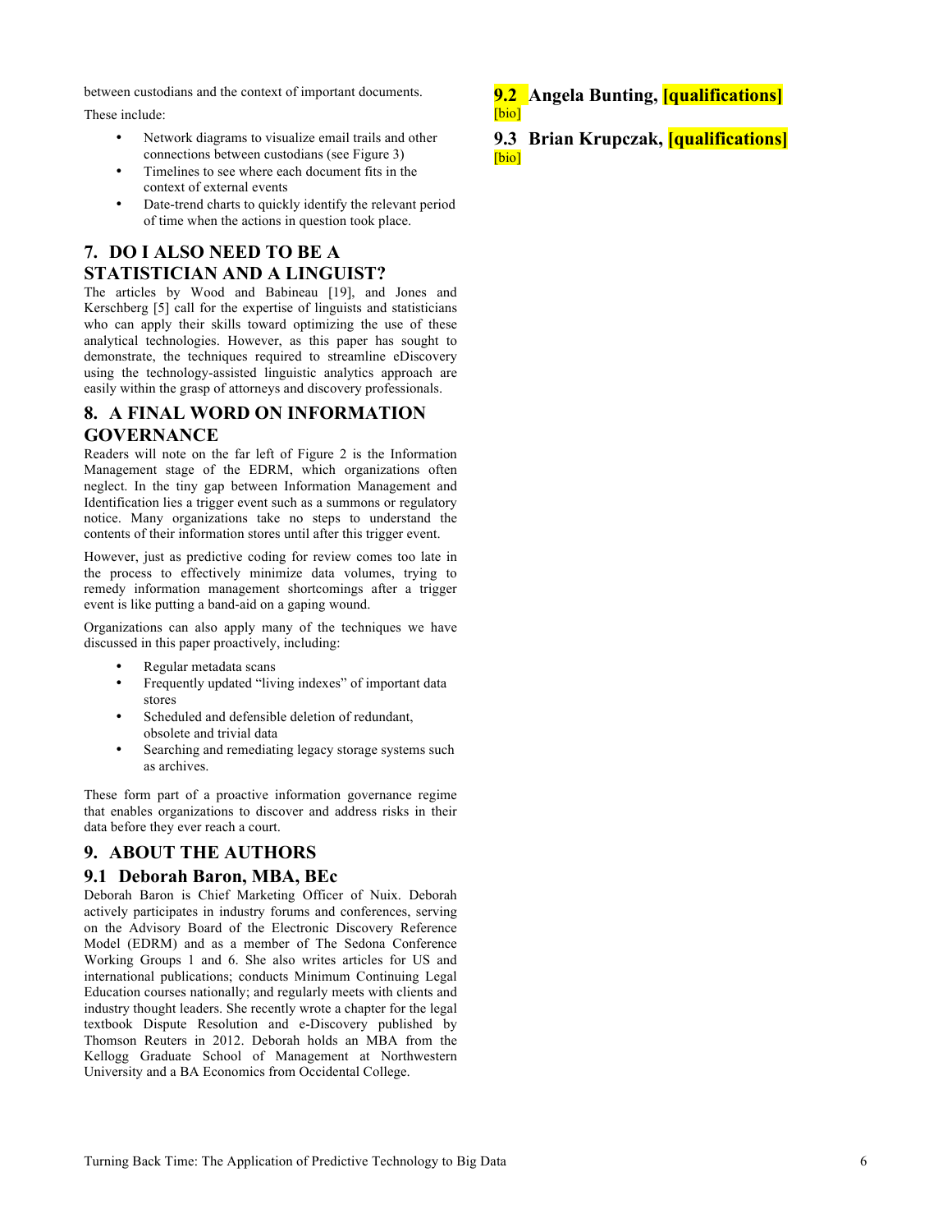between custodians and the context of important documents.

These include:

- Network diagrams to visualize email trails and other connections between custodians (see Figure 3)
- Timelines to see where each document fits in the context of external events
- Date-trend charts to quickly identify the relevant period of time when the actions in question took place.

## 7. DO I ALSO NEED TO BE A STATISTICIAN AND A LINGUIST?

The articles by Wood and Babineau [19], and Jones and Kerschberg [5] call for the expertise of linguists and statisticians who can apply their skills toward optimizing the use of these analytical technologies. However, as this paper has sought to demonstrate, the techniques required to streamline eDiscovery using the technology-assisted linguistic analytics approach are easily within the grasp of attorneys and discovery professionals.

## 8. A FINAL WORD ON INFORMATION GOVERNANCE

Readers will note on the far left of Figure 2 is the Information Management stage of the EDRM, which organizations often neglect. In the tiny gap between Information Management and Identification lies a trigger event such as a summons or regulatory notice. Many organizations take no steps to understand the contents of their information stores until after this trigger event.

However, just as predictive coding for review comes too late in the process to effectively minimize data volumes, trying to remedy information management shortcomings after a trigger event is like putting a band-aid on a gaping wound.

Organizations can also apply many of the techniques we have discussed in this paper proactively, including:

- Regular metadata scans
- Frequently updated "living indexes" of important data stores
- Scheduled and defensible deletion of redundant, obsolete and trivial data
- Searching and remediating legacy storage systems such as archives.

These form part of a proactive information governance regime that enables organizations to discover and address risks in their data before they ever reach a court.

## 9. ABOUT THE AUTHORS

### 9.1 Deborah Baron, MBA, BEc

Deborah Baron is Chief Marketing Officer of Nuix. Deborah actively participates in industry forums and conferences, serving on the Advisory Board of the Electronic Discovery Reference Model (EDRM) and as a member of The Sedona Conference Working Groups 1 and 6. She also writes articles for US and international publications; conducts Minimum Continuing Legal Education courses nationally; and regularly meets with clients and industry thought leaders. She recently wrote a chapter for the legal textbook Dispute Resolution and e-Discovery published by Thomson Reuters in 2012. Deborah holds an MBA from the Kellogg Graduate School of Management at Northwestern University and a BA Economics from Occidental College.

### 9.2 Angela Bunting, [qualifications]

[bio]

### 9.3 Brian Krupczak, [qualifications]

[bio]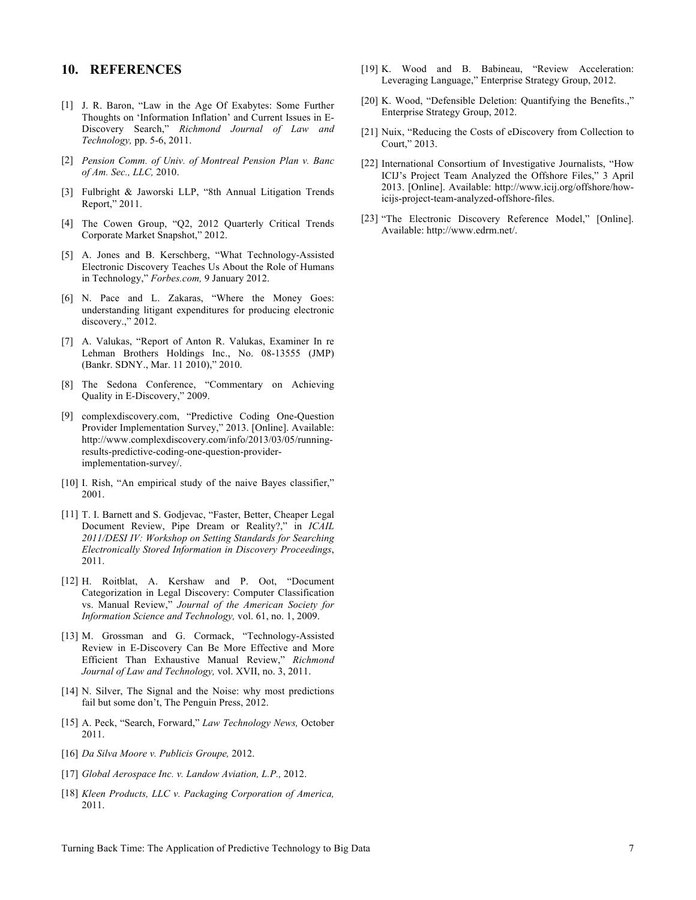## 10. REFERENCES

[1] J. R. Baron, "Law in the Age Of Exabytes: Some Further Thoughts on 'Information Inflation' and Current Issues in E-Discovery Search," *Richmond Journal of Law and Technology,* pp. 5-6, 2011.

[2] *Pension Comm. of Univ. of Montreal Pension Plan v. Banc of Am. Sec., LLC,* 2010.

[3] Fulbright & Jaworski LLP, "8th Annual Litigation Trends Report," 2011.

[4] The Cowen Group, "Q2, 2012 Quarterly Critical Trends Corporate Market Snapshot," 2012.

[5] A. Jones and B. Kerschberg, "What Technology-Assisted Electronic Discovery Teaches Us About the Role of Humans in Technology," *Forbes.com,* 9 January 2012.

[6] N. Pace and L. Zakaras, "Where the Money Goes: understanding litigant expenditures for producing electronic discovery.," 2012.

[7] A. Valukas, "Report of Anton R. Valukas, Examiner In re Lehman Brothers Holdings Inc., No. 08-13555 (JMP) (Bankr. SDNY., Mar. 11 2010)," 2010.

[8] The Sedona Conference, "Commentary on Achieving Quality in E-Discovery," 2009.

[9] complexdiscovery.com, "Predictive Coding One-Question Provider Implementation Survey," 2013. [Online]. Available: http://www.complexdiscovery.com/info/2013/03/05/running-results-predictive-coding-one-question-provider-implementation-survey/.

[10] I. Rish, "An empirical study of the naive Bayes classifier," 2001.

[11] T. I. Barnett and S. Godjevac, "Faster, Better, Cheaper Legal Document Review, Pipe Dream or Reality?," in *ICAIL 2011/DESI IV: Workshop on Setting Standards for Searching Electronically Stored Information in Discovery Proceedings*, 2011.

[12] H. Roitblat, A. Kershaw and P. Oot, "Document Categorization in Legal Discovery: Computer Classification vs. Manual Review," *Journal of the American Society for Information Science and Technology,* vol. 61, no. 1, 2009.

[13] M. Grossman and G. Cormack, "Technology-Assisted Review in E-Discovery Can Be More Effective and More Efficient Than Exhaustive Manual Review," *Richmond Journal of Law and Technology,* vol. XVII, no. 3, 2011.

[14] N. Silver, The Signal and the Noise: why most predictions fail but some don't, The Penguin Press, 2012.

[15] A. Peck, "Search, Forward," *Law Technology News,* October 2011.

[16] *Da Silva Moore v. Publicis Groupe,* 2012.

[17] *Global Aerospace Inc. v. Landow Aviation, L.P.,* 2012.

[18] *Kleen Products, LLC v. Packaging Corporation of America,* 2011.

[19] K. Wood and B. Babineau, "Review Acceleration: Leveraging Language," Enterprise Strategy Group, 2012.

[20] K. Wood, "Defensible Deletion: Quantifying the Benefits.," Enterprise Strategy Group, 2012.

[21] Nuix, "Reducing the Costs of eDiscovery from Collection to Court," 2013.

[22] International Consortium of Investigative Journalists, "How ICIJ's Project Team Analyzed the Offshore Files," 3 April 2013. [Online]. Available: http://www.icij.org/offshore/how-icijs-project-team-analyzed-offshore-files.

[23] "The Electronic Discovery Reference Model," [Online]. Available: http://www.edrm.net/.